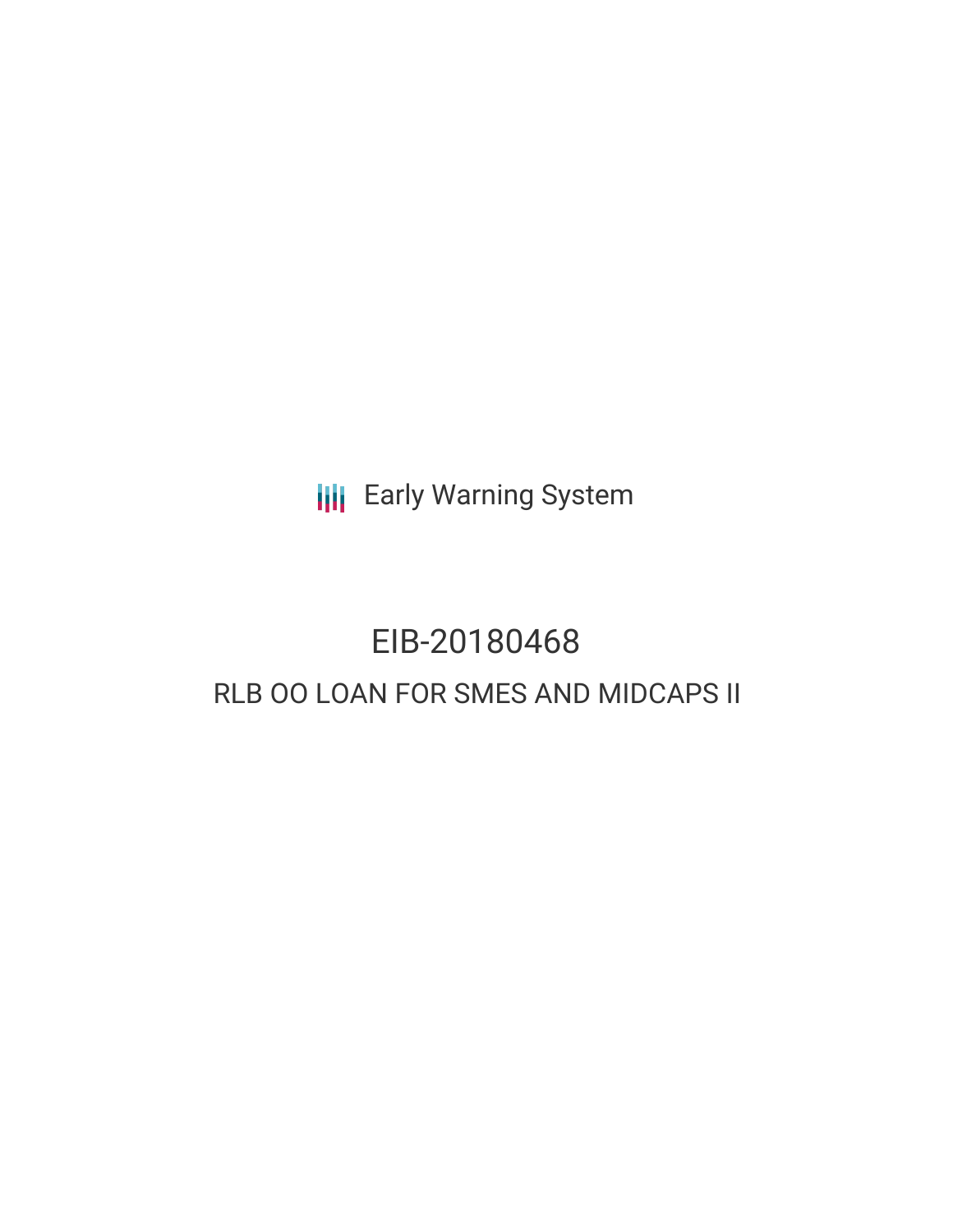Early Warning System

# EIB-20180468

## RLB OO LOAN FOR SMES AND MIDCAPS II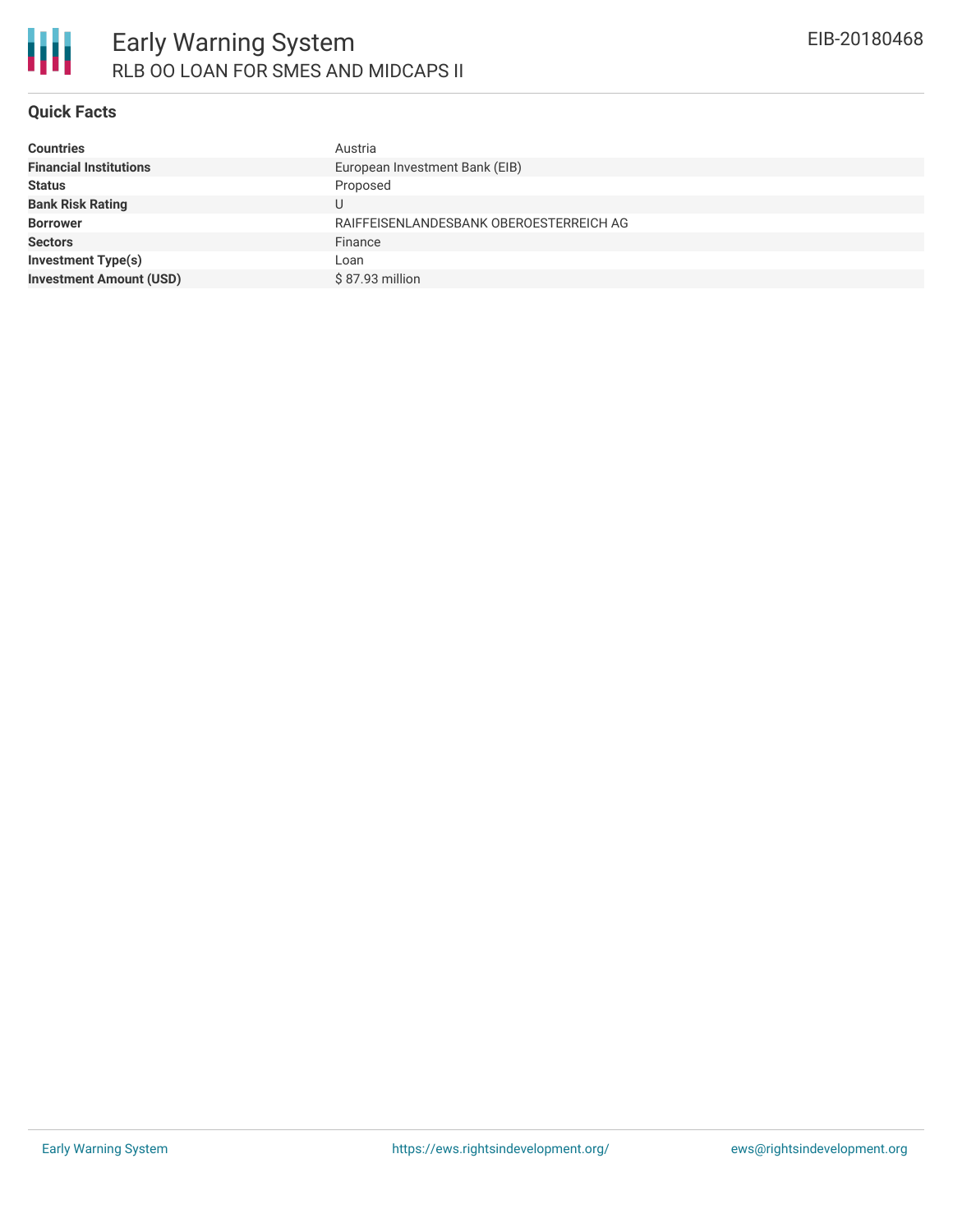## Quick Facts

| | |
|---|---|
| **Countries** | Austria |
| **Financial Institutions** | European Investment Bank (EIB) |
| **Status** | Proposed |
| **Bank Risk Rating** | U |
| **Borrower** | RAIFFEISENLANDESBANK OBEROESTERREICH AG |
| **Sectors** | Finance |
| **Investment Type(s)** | Loan |
| **Investment Amount (USD)** | $ 87.93 million |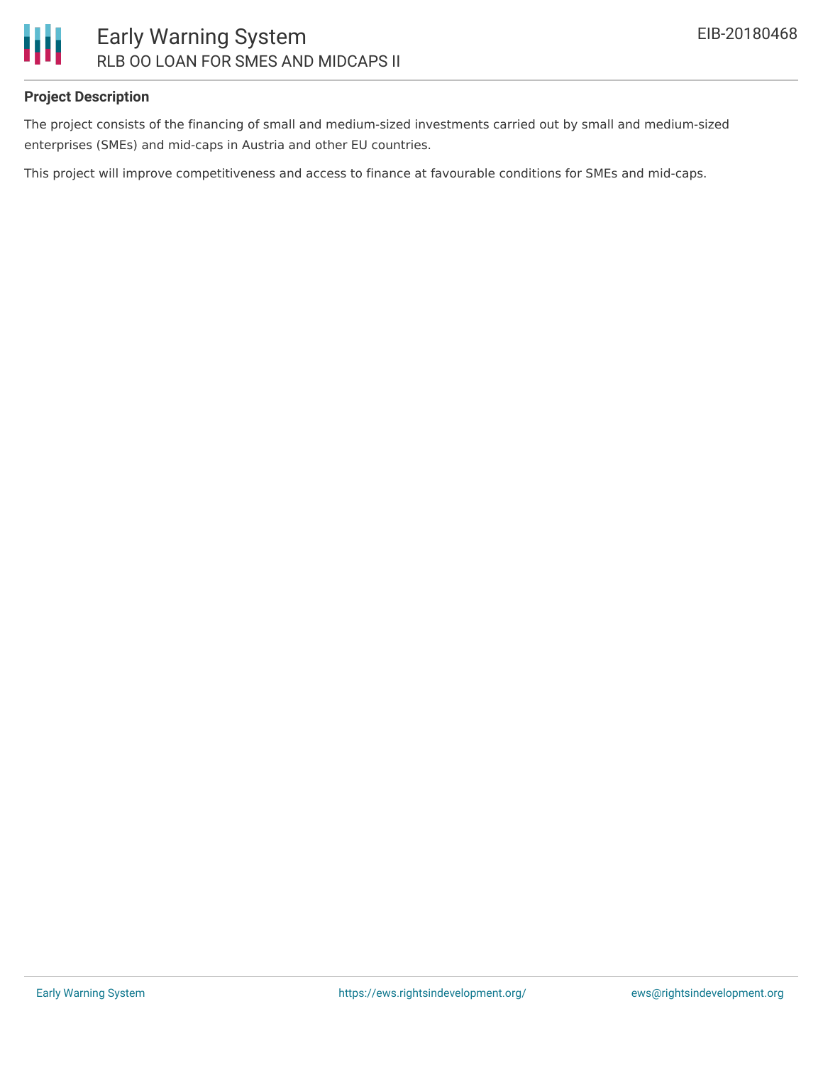**Project Description**

The project consists of the financing of small and medium-sized investments carried out by small and medium-sized enterprises (SMEs) and mid-caps in Austria and other EU countries.

This project will improve competitiveness and access to finance at favourable conditions for SMEs and mid-caps.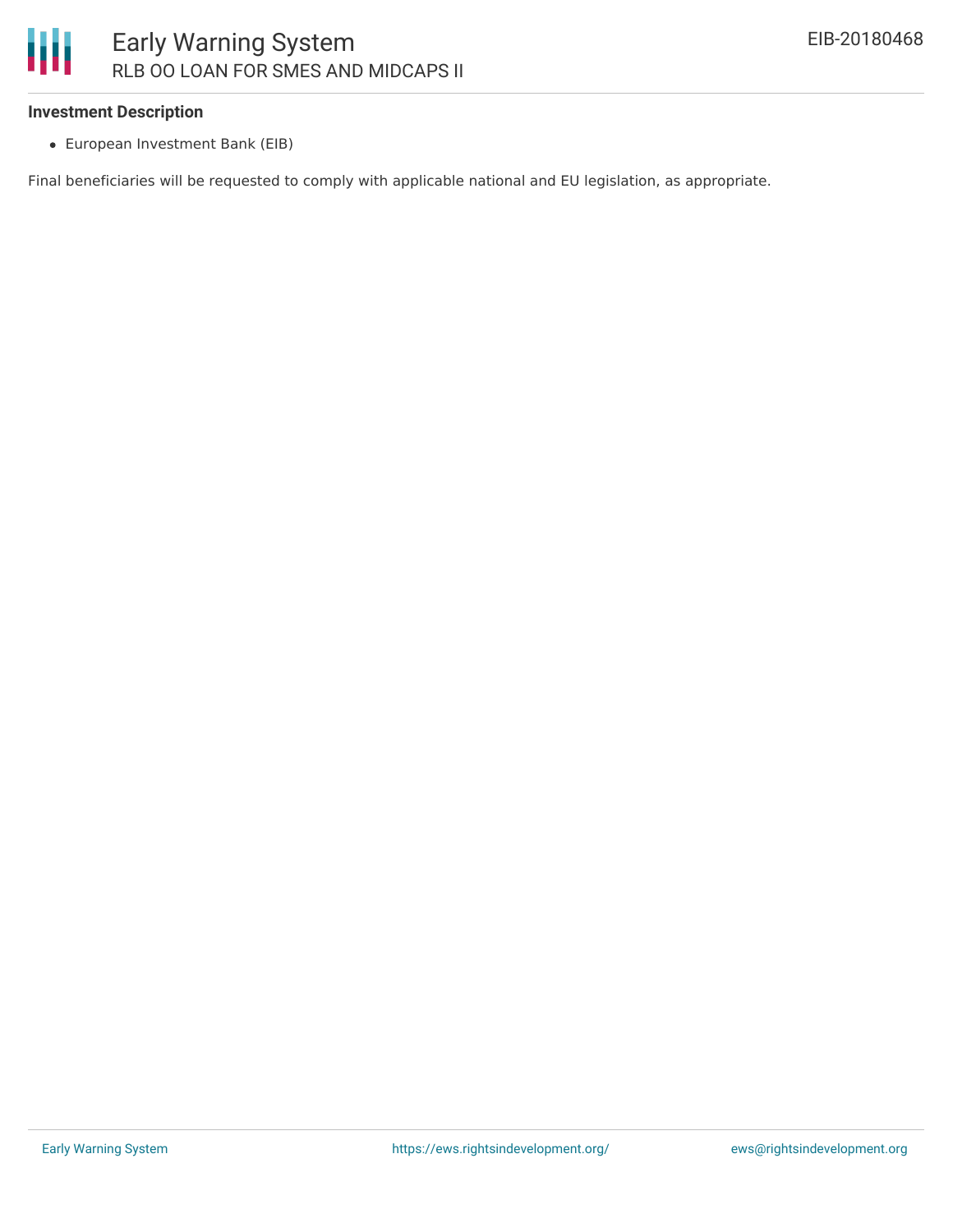### Investment Description

- European Investment Bank (EIB)

Final beneficiaries will be requested to comply with applicable national and EU legislation, as appropriate.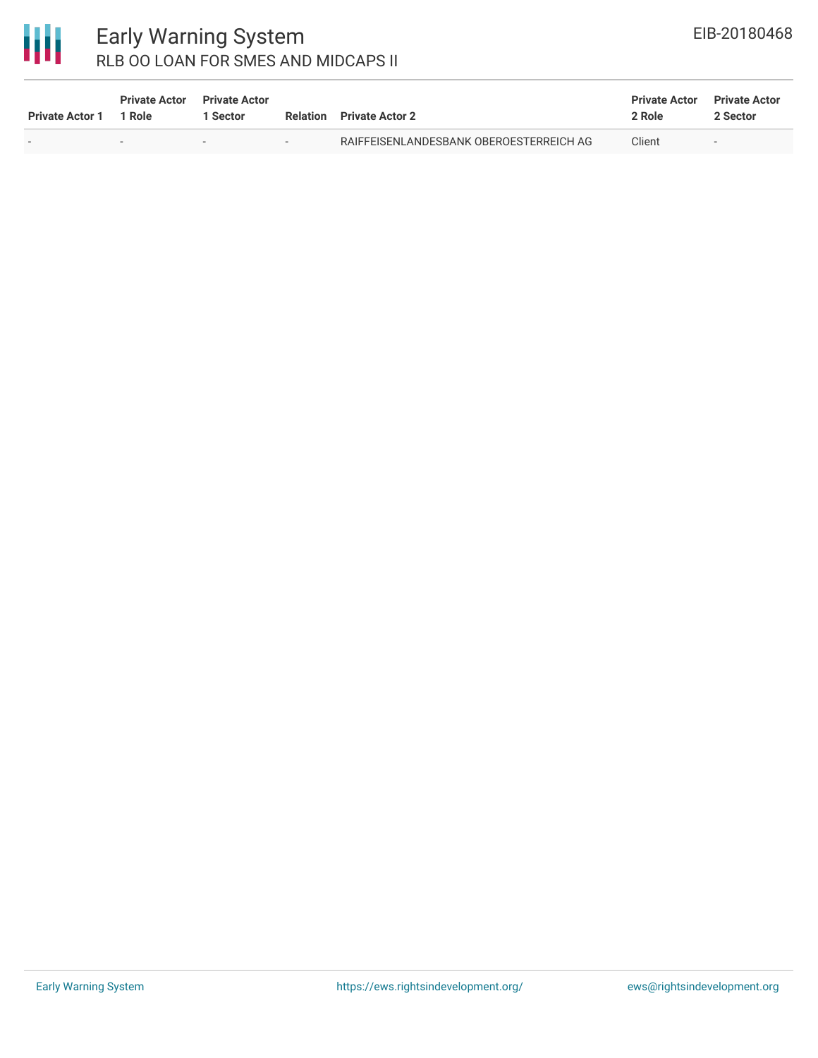| Private Actor 1 | Private Actor 1 Role | Private Actor 1 Sector | Relation | Private Actor 2 | Private Actor 2 Role | Private Actor 2 Sector |
|---|---|---|---|---|---|---|
| - | - | - | - | RAIFFEISENLANDESBANK OBEROESTERREICH AG | Client | - |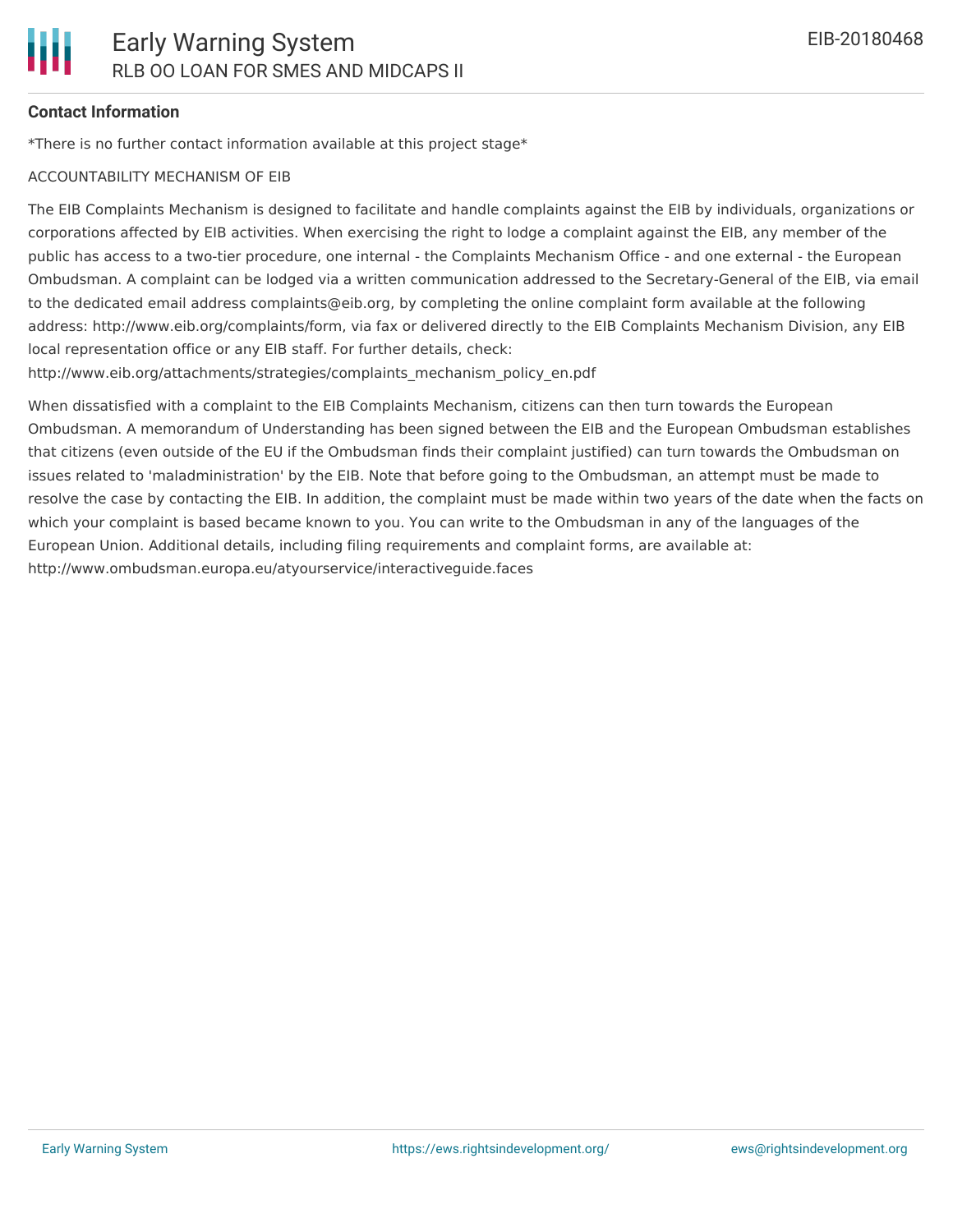**Contact Information**

*There is no further contact information available at this project stage*

ACCOUNTABILITY MECHANISM OF EIB

The EIB Complaints Mechanism is designed to facilitate and handle complaints against the EIB by individuals, organizations or corporations affected by EIB activities. When exercising the right to lodge a complaint against the EIB, any member of the public has access to a two-tier procedure, one internal - the Complaints Mechanism Office - and one external - the European Ombudsman. A complaint can be lodged via a written communication addressed to the Secretary-General of the EIB, via email to the dedicated email address complaints@eib.org, by completing the online complaint form available at the following address: http://www.eib.org/complaints/form, via fax or delivered directly to the EIB Complaints Mechanism Division, any EIB local representation office or any EIB staff. For further details, check: http://www.eib.org/attachments/strategies/complaints_mechanism_policy_en.pdf

When dissatisfied with a complaint to the EIB Complaints Mechanism, citizens can then turn towards the European Ombudsman. A memorandum of Understanding has been signed between the EIB and the European Ombudsman establishes that citizens (even outside of the EU if the Ombudsman finds their complaint justified) can turn towards the Ombudsman on issues related to 'maladministration' by the EIB. Note that before going to the Ombudsman, an attempt must be made to resolve the case by contacting the EIB. In addition, the complaint must be made within two years of the date when the facts on which your complaint is based became known to you. You can write to the Ombudsman in any of the languages of the European Union. Additional details, including filing requirements and complaint forms, are available at: http://www.ombudsman.europa.eu/atyourservice/interactiveguide.faces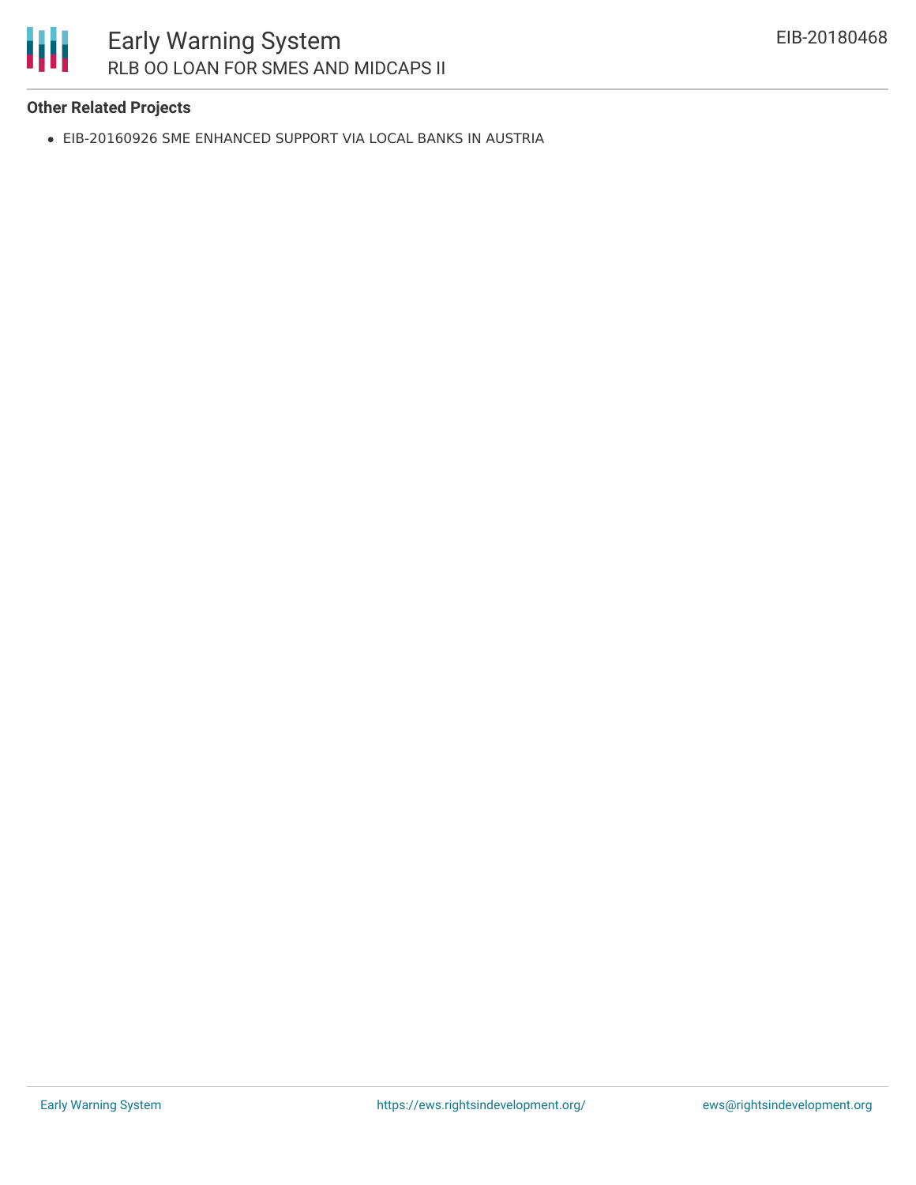**Other Related Projects**

- EIB-20160926 SME ENHANCED SUPPORT VIA LOCAL BANKS IN AUSTRIA